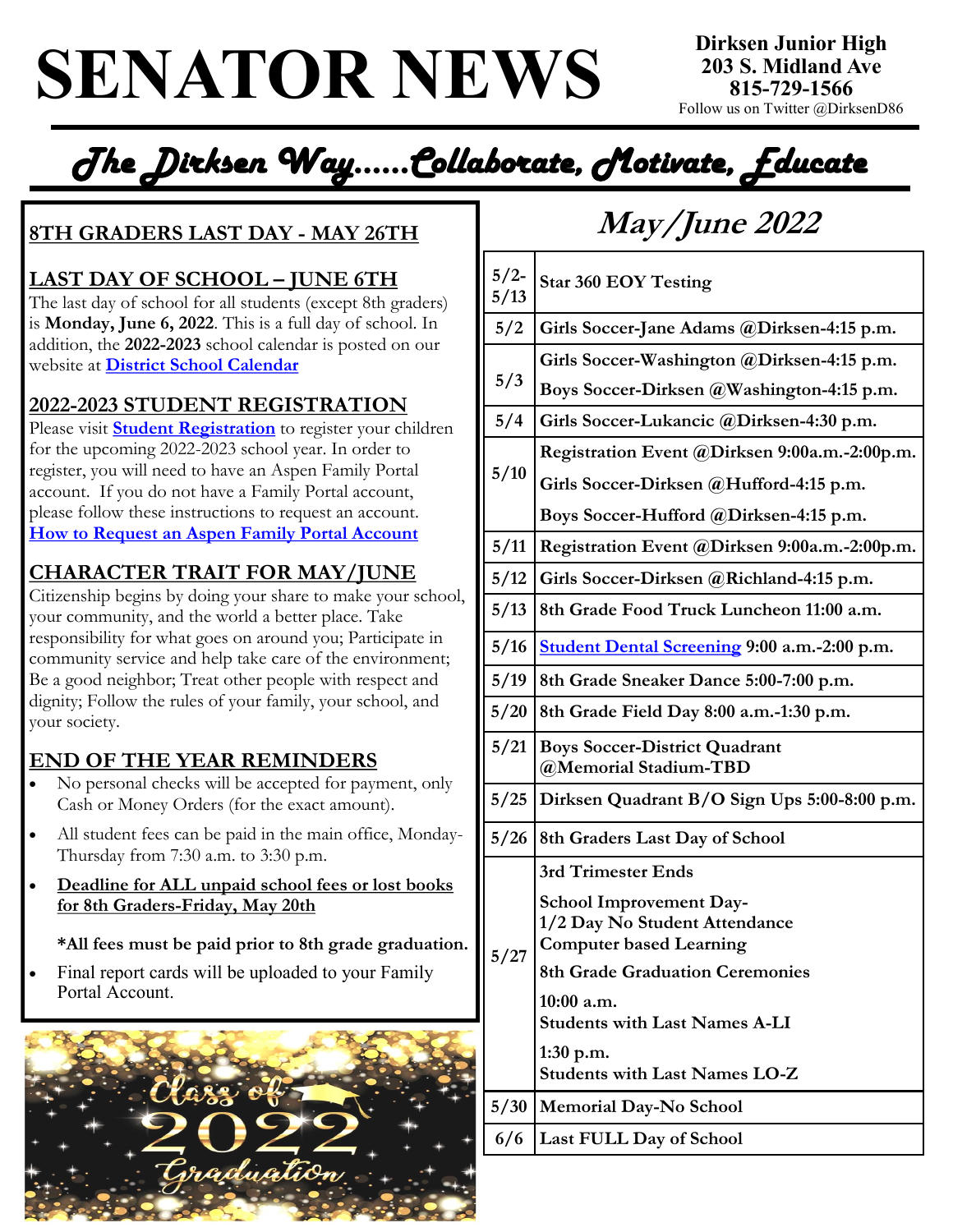# SENATOR NEWS

**Dirksen Junior High**
**203 S. Midland Ave**
**815-729-1566**
Follow us on Twitter @DirksenD86

## *The Dirksen Way……Collaborate, Motivate, Educate*

## 8TH GRADERS LAST DAY - MAY 26TH

## LAST DAY OF SCHOOL – JUNE 6TH

The last day of school for all students (except 8th graders) is **Monday, June 6, 2022**. This is a full day of school. In addition, the **2022-2023** school calendar is posted on our website at **District School Calendar**

## 2022-2023 STUDENT REGISTRATION

Please visit **Student Registration** to register your children for the upcoming 2022-2023 school year. In order to register, you will need to have an Aspen Family Portal account. If you do not have a Family Portal account, please follow these instructions to request an account.
**How to Request an Aspen Family Portal Account**

## CHARACTER TRAIT FOR MAY/JUNE

Citizenship begins by doing your share to make your school, your community, and the world a better place. Take responsibility for what goes on around you; Participate in community service and help take care of the environment; Be a good neighbor; Treat other people with respect and dignity; Follow the rules of your family, your school, and your society.

## END OF THE YEAR REMINDERS

- No personal checks will be accepted for payment, only Cash or Money Orders (for the exact amount).
- All student fees can be paid in the main office, Monday-Thursday from 7:30 a.m. to 3:30 p.m.
- **Deadline for ALL unpaid school fees or lost books for 8th Graders-Friday, May 20th**

  **\*All fees must be paid prior to 8th grade graduation.**
- Final report cards will be uploaded to your Family Portal Account.

## *May/June 2022*

| Date | Event |
|---|---|
| 5/2-5/13 | **Star 360 EOY Testing** |
| 5/2 | **Girls Soccer-Jane Adams @Dirksen-4:15 p.m.** |
| 5/3 | **Girls Soccer-Washington @Dirksen-4:15 p.m.**<br>**Boys Soccer-Dirksen @Washington-4:15 p.m.** |
| 5/4 | **Girls Soccer-Lukancic @Dirksen-4:30 p.m.** |
| 5/10 | **Registration Event @Dirksen 9:00a.m.-2:00p.m.**<br>**Girls Soccer-Dirksen @Hufford-4:15 p.m.**<br>**Boys Soccer-Hufford @Dirksen-4:15 p.m.** |
| 5/11 | **Registration Event @Dirksen 9:00a.m.-2:00p.m.** |
| 5/12 | **Girls Soccer-Dirksen @Richland-4:15 p.m.** |
| 5/13 | **8th Grade Food Truck Luncheon 11:00 a.m.** |
| 5/16 | **Student Dental Screening 9:00 a.m.-2:00 p.m.** |
| 5/19 | **8th Grade Sneaker Dance 5:00-7:00 p.m.** |
| 5/20 | **8th Grade Field Day 8:00 a.m.-1:30 p.m.** |
| 5/21 | **Boys Soccer-District Quadrant @Memorial Stadium-TBD** |
| 5/25 | **Dirksen Quadrant B/O Sign Ups 5:00-8:00 p.m.** |
| 5/26 | **8th Graders Last Day of School** |
| 5/27 | **3rd Trimester Ends**<br>**School Improvement Day- 1/2 Day No Student Attendance Computer based Learning**<br>**8th Grade Graduation Ceremonies**<br>**10:00 a.m. Students with Last Names A-LI**<br>**1:30 p.m. Students with Last Names LO-Z** |
| 5/30 | **Memorial Day-No School** |
| 6/6 | **Last FULL Day of School** |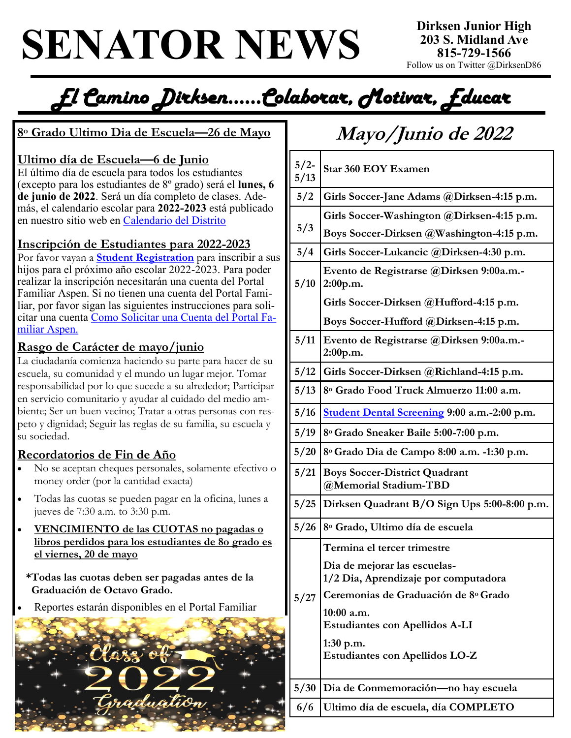# SENATOR NEWS

**Dirksen Junior High**
**203 S. Midland Ave**
**815-729-1566**
Follow us on Twitter @DirksenD86

## *El Camino Dirksen……Colaborar, Motivar, Educar*

### 8º Grado Ultimo Dia de Escuela—26 de Mayo

### Ultimo día de Escuela—6 de Junio

El último día de escuela para todos los estudiantes (excepto para los estudiantes de 8º grado) será el **lunes, 6 de junio de 2022**. Será un día completo de clases. Además, el calendario escolar para **2022-2023** está publicado en nuestro sitio web en Calendario del Distrito

### Inscripción de Estudiantes para 2022-2023

Por favor vayan a **Student Registration** para inscribir a sus hijos para el próximo año escolar 2022-2023. Para poder realizar la inscripción necesitarán una cuenta del Portal Familiar Aspen. Si no tienen una cuenta del Portal Familiar, por favor sigan las siguientes instrucciones para solicitar una cuenta Como Solicitar una Cuenta del Portal Familiar Aspen.

### Rasgo de Carácter de mayo/junio

La ciudadanía comienza haciendo su parte para hacer de su escuela, su comunidad y el mundo un lugar mejor. Tomar responsabilidad por lo que sucede a su alrededor; Participar en servicio comunitario y ayudar al cuidado del medio ambiente; Ser un buen vecino; Tratar a otras personas con respeto y dignidad; Seguir las reglas de su familia, su escuela y su sociedad.

### Recordatorios de Fin de Año

- No se aceptan cheques personales, solamente efectivo o money order (por la cantidad exacta)
- Todas las cuotas se pueden pagar en la oficina, lunes a jueves de 7:30 a.m. to 3:30 p.m.
- **VENCIMIENTO de las CUOTAS no pagadas o libros perdidos para los estudiantes de 8o grado es el viernes, 20 de mayo**

**\*Todas las cuotas deben ser pagadas antes de la Graduación de Octavo Grado.**

- Reportes estarán disponibles en el Portal Familiar

## *Mayo/Junio de 2022*

| | |
|---|---|
| 5/2-5/13 | Star 360 EOY Examen |
| 5/2 | Girls Soccer-Jane Adams @Dirksen-4:15 p.m. |
| 5/3 | Girls Soccer-Washington @Dirksen-4:15 p.m.<br>Boys Soccer-Dirksen @Washington-4:15 p.m. |
| 5/4 | Girls Soccer-Lukancic @Dirksen-4:30 p.m. |
| 5/10 | Evento de Registrarse @Dirksen 9:00a.m.-2:00p.m.<br>Girls Soccer-Dirksen @Hufford-4:15 p.m.<br>Boys Soccer-Hufford @Dirksen-4:15 p.m. |
| 5/11 | Evento de Registrarse @Dirksen 9:00a.m.-2:00p.m. |
| 5/12 | Girls Soccer-Dirksen @Richland-4:15 p.m. |
| 5/13 | 8º Grado Food Truck Almuerzo 11:00 a.m. |
| 5/16 | Student Dental Screening 9:00 a.m.-2:00 p.m. |
| 5/19 | 8º Grado Sneaker Baile 5:00-7:00 p.m. |
| 5/20 | 8º Grado Dia de Campo 8:00 a.m. -1:30 p.m. |
| 5/21 | Boys Soccer-District Quadrant @Memorial Stadium-TBD |
| 5/25 | Dirksen Quadrant B/O Sign Ups 5:00-8:00 p.m. |
| 5/26 | 8º Grado, Ultimo día de escuela |
| 5/27 | Termina el tercer trimestre<br>Dia de mejorar las escuelas- 1/2 Dia, Aprendizaje por computadora<br>Ceremonias de Graduación de 8º Grado<br>10:00 a.m. Estudiantes con Apellidos A-LI<br>1:30 p.m. Estudiantes con Apellidos LO-Z |
| 5/30 | Dia de Conmemoración—no hay escuela |
| 6/6 | Ultimo día de escuela, día COMPLETO |